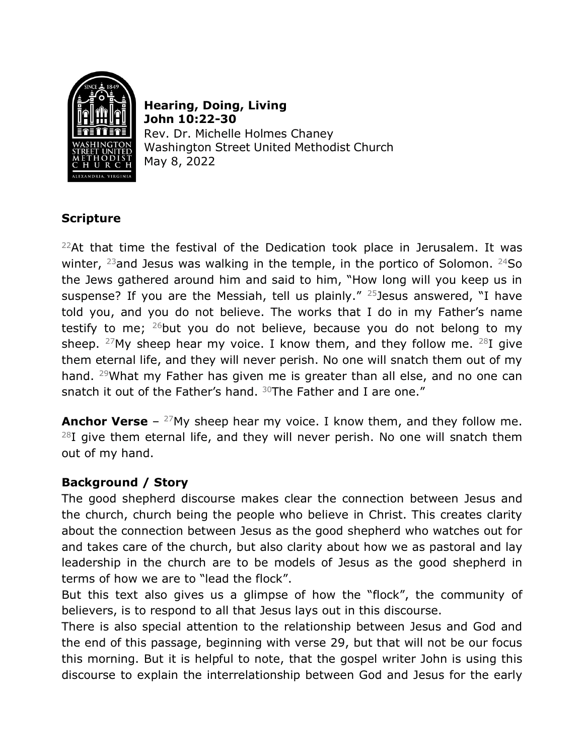**Hearing, Doing, Living**
**John 10:22-30**
Rev. Dr. Michelle Holmes Chaney
Washington Street United Methodist Church
May 8, 2022

## Scripture

[22]At that time the festival of the Dedication took place in Jerusalem. It was winter, [23]and Jesus was walking in the temple, in the portico of Solomon. [24]So the Jews gathered around him and said to him, "How long will you keep us in suspense? If you are the Messiah, tell us plainly." [25]Jesus answered, "I have told you, and you do not believe. The works that I do in my Father's name testify to me; [26]but you do not believe, because you do not belong to my sheep. [27]My sheep hear my voice. I know them, and they follow me. [28]I give them eternal life, and they will never perish. No one will snatch them out of my hand. [29]What my Father has given me is greater than all else, and no one can snatch it out of the Father's hand. [30]The Father and I are one."

**Anchor Verse** – [27]My sheep hear my voice. I know them, and they follow me. [28]I give them eternal life, and they will never perish. No one will snatch them out of my hand.

## Background / Story

The good shepherd discourse makes clear the connection between Jesus and the church, church being the people who believe in Christ. This creates clarity about the connection between Jesus as the good shepherd who watches out for and takes care of the church, but also clarity about how we as pastoral and lay leadership in the church are to be models of Jesus as the good shepherd in terms of how we are to "lead the flock".

But this text also gives us a glimpse of how the "flock", the community of believers, is to respond to all that Jesus lays out in this discourse.

There is also special attention to the relationship between Jesus and God and the end of this passage, beginning with verse 29, but that will not be our focus this morning. But it is helpful to note, that the gospel writer John is using this discourse to explain the interrelationship between God and Jesus for the early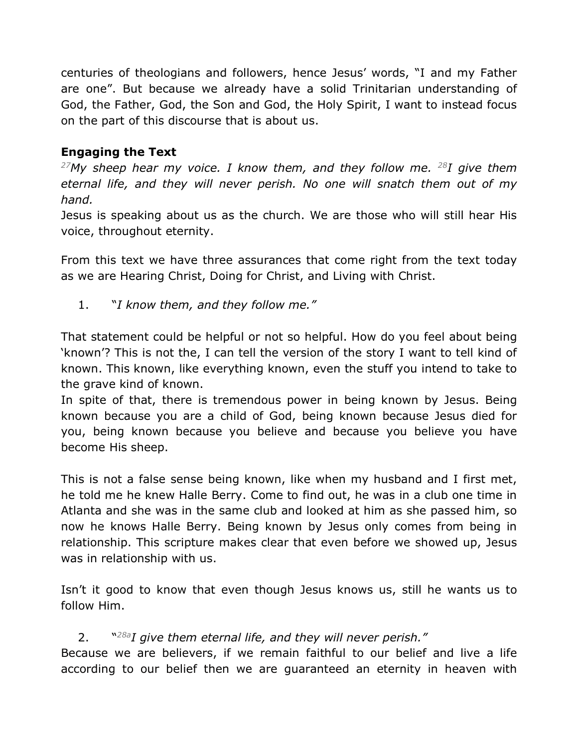centuries of theologians and followers, hence Jesus' words, "I and my Father are one". But because we already have a solid Trinitarian understanding of God, the Father, God, the Son and God, the Holy Spirit, I want to instead focus on the part of this discourse that is about us.

**Engaging the Text**

*[27]My sheep hear my voice. I know them, and they follow me. [28]I give them eternal life, and they will never perish. No one will snatch them out of my hand.*

Jesus is speaking about us as the church. We are those who will still hear His voice, throughout eternity.

From this text we have three assurances that come right from the text today as we are Hearing Christ, Doing for Christ, and Living with Christ.

1. *"I know them, and they follow me."*

That statement could be helpful or not so helpful. How do you feel about being 'known'? This is not the, I can tell the version of the story I want to tell kind of known. This known, like everything known, even the stuff you intend to take to the grave kind of known.

In spite of that, there is tremendous power in being known by Jesus. Being known because you are a child of God, being known because Jesus died for you, being known because you believe and because you believe you have become His sheep.

This is not a false sense being known, like when my husband and I first met, he told me he knew Halle Berry. Come to find out, he was in a club one time in Atlanta and she was in the same club and looked at him as she passed him, so now he knows Halle Berry. Being known by Jesus only comes from being in relationship. This scripture makes clear that even before we showed up, Jesus was in relationship with us.

Isn't it good to know that even though Jesus knows us, still he wants us to follow Him.

2. "*[28a]I give them eternal life, and they will never perish."*

Because we are believers, if we remain faithful to our belief and live a life according to our belief then we are guaranteed an eternity in heaven with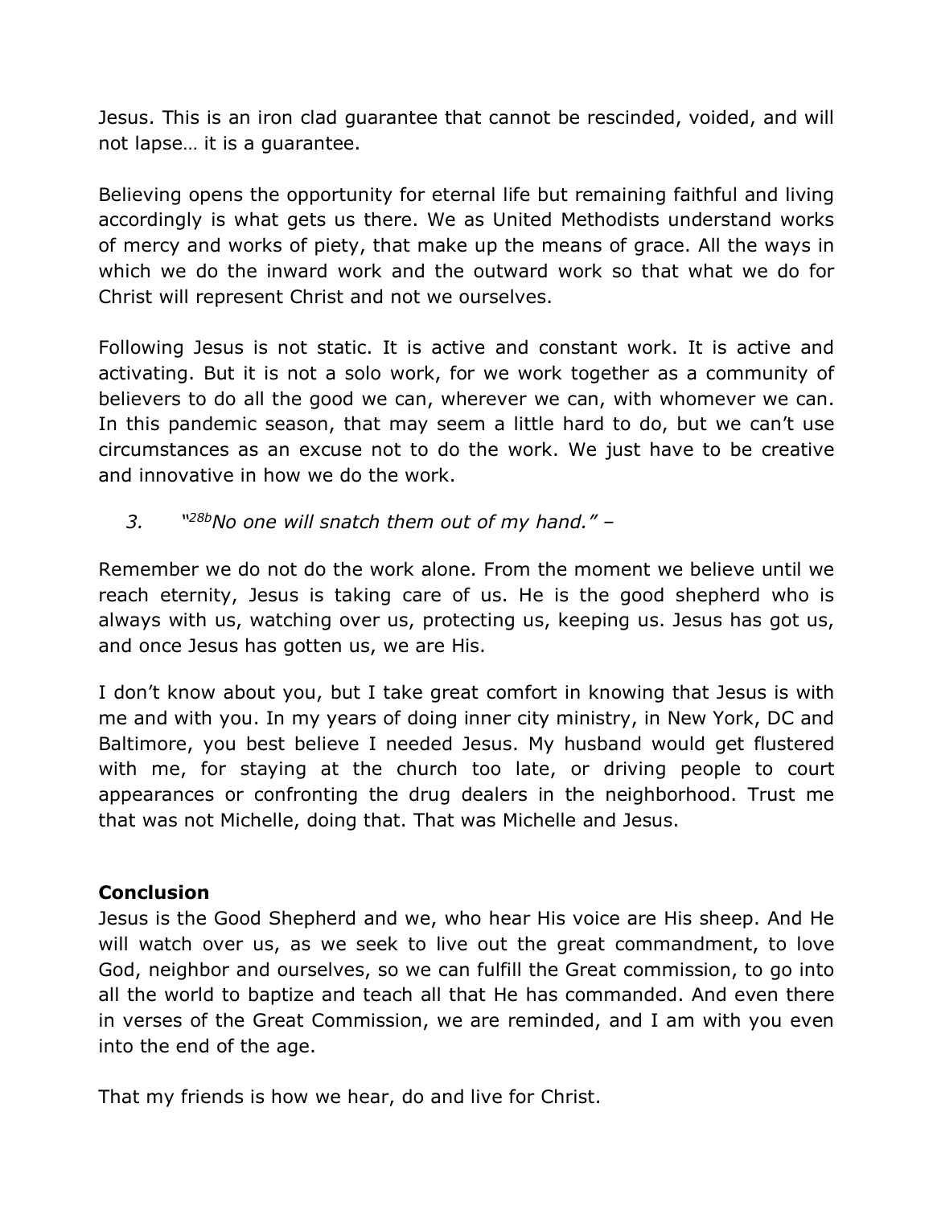Jesus. This is an iron clad guarantee that cannot be rescinded, voided, and will not lapse… it is a guarantee.

Believing opens the opportunity for eternal life but remaining faithful and living accordingly is what gets us there. We as United Methodists understand works of mercy and works of piety, that make up the means of grace. All the ways in which we do the inward work and the outward work so that what we do for Christ will represent Christ and not we ourselves.

Following Jesus is not static. It is active and constant work. It is active and activating. But it is not a solo work, for we work together as a community of believers to do all the good we can, wherever we can, with whomever we can. In this pandemic season, that may seem a little hard to do, but we can't use circumstances as an excuse not to do the work. We just have to be creative and innovative in how we do the work.

3. *"[28b]No one will snatch them out of my hand." –*

Remember we do not do the work alone. From the moment we believe until we reach eternity, Jesus is taking care of us. He is the good shepherd who is always with us, watching over us, protecting us, keeping us. Jesus has got us, and once Jesus has gotten us, we are His.

I don't know about you, but I take great comfort in knowing that Jesus is with me and with you. In my years of doing inner city ministry, in New York, DC and Baltimore, you best believe I needed Jesus. My husband would get flustered with me, for staying at the church too late, or driving people to court appearances or confronting the drug dealers in the neighborhood. Trust me that was not Michelle, doing that. That was Michelle and Jesus.

**Conclusion**

Jesus is the Good Shepherd and we, who hear His voice are His sheep. And He will watch over us, as we seek to live out the great commandment, to love God, neighbor and ourselves, so we can fulfill the Great commission, to go into all the world to baptize and teach all that He has commanded. And even there in verses of the Great Commission, we are reminded, and I am with you even into the end of the age.

That my friends is how we hear, do and live for Christ.